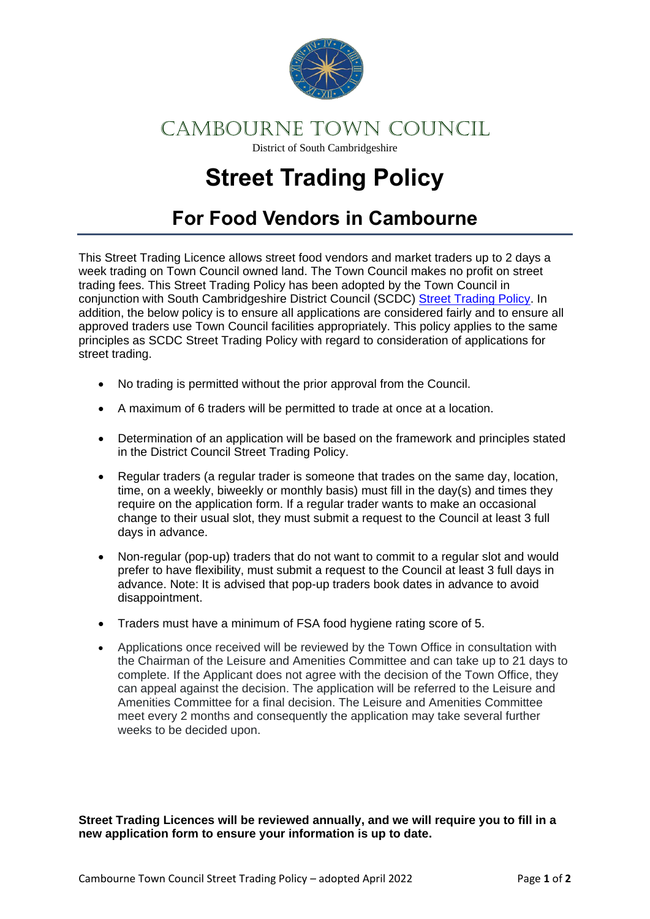# CAMBOURNE TOWN COUNCIL

District of South Cambridgeshire

# Street Trading Policy

## For Food Vendors in Cambourne

This Street Trading Licence allows street food vendors and market traders up to 2 days a week trading on Town Council owned land. The Town Council makes no profit on street trading fees. This Street Trading Policy has been adopted by the Town Council in conjunction with South Cambridgeshire District Council (SCDC) Street Trading Policy. In addition, the below policy is to ensure all applications are considered fairly and to ensure all approved traders use Town Council facilities appropriately. This policy applies to the same principles as SCDC Street Trading Policy with regard to consideration of applications for street trading.

- No trading is permitted without the prior approval from the Council.
- A maximum of 6 traders will be permitted to trade at once at a location.
- Determination of an application will be based on the framework and principles stated in the District Council Street Trading Policy.
- Regular traders (a regular trader is someone that trades on the same day, location, time, on a weekly, biweekly or monthly basis) must fill in the day(s) and times they require on the application form. If a regular trader wants to make an occasional change to their usual slot, they must submit a request to the Council at least 3 full days in advance.
- Non-regular (pop-up) traders that do not want to commit to a regular slot and would prefer to have flexibility, must submit a request to the Council at least 3 full days in advance. Note: It is advised that pop-up traders book dates in advance to avoid disappointment.
- Traders must have a minimum of FSA food hygiene rating score of 5.
- Applications once received will be reviewed by the Town Office in consultation with the Chairman of the Leisure and Amenities Committee and can take up to 21 days to complete. If the Applicant does not agree with the decision of the Town Office, they can appeal against the decision. The application will be referred to the Leisure and Amenities Committee for a final decision. The Leisure and Amenities Committee meet every 2 months and consequently the application may take several further weeks to be decided upon.

**Street Trading Licences will be reviewed annually, and we will require you to fill in a new application form to ensure your information is up to date.**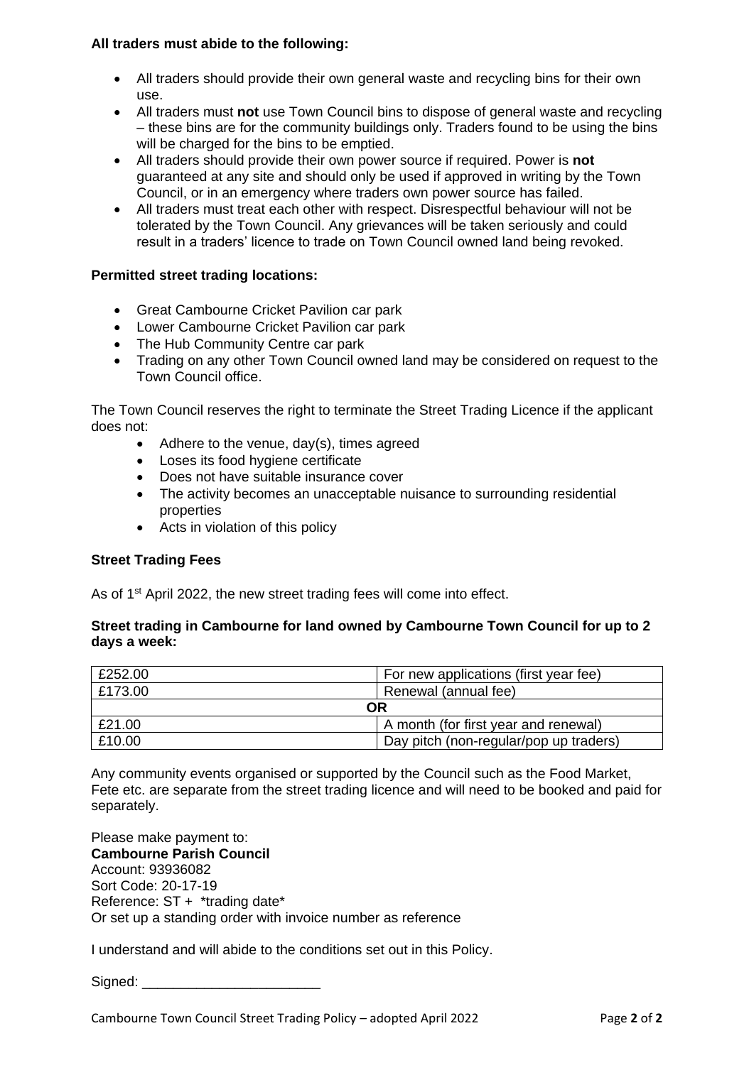**All traders must abide to the following:**

- All traders should provide their own general waste and recycling bins for their own use.
- All traders must **not** use Town Council bins to dispose of general waste and recycling – these bins are for the community buildings only. Traders found to be using the bins will be charged for the bins to be emptied.
- All traders should provide their own power source if required. Power is **not** guaranteed at any site and should only be used if approved in writing by the Town Council, or in an emergency where traders own power source has failed.
- All traders must treat each other with respect. Disrespectful behaviour will not be tolerated by the Town Council. Any grievances will be taken seriously and could result in a traders' licence to trade on Town Council owned land being revoked.

**Permitted street trading locations:**

- Great Cambourne Cricket Pavilion car park
- Lower Cambourne Cricket Pavilion car park
- The Hub Community Centre car park
- Trading on any other Town Council owned land may be considered on request to the Town Council office.

The Town Council reserves the right to terminate the Street Trading Licence if the applicant does not:

- Adhere to the venue, day(s), times agreed
- Loses its food hygiene certificate
- Does not have suitable insurance cover
- The activity becomes an unacceptable nuisance to surrounding residential properties
- Acts in violation of this policy

**Street Trading Fees**

As of 1st April 2022, the new street trading fees will come into effect.

**Street trading in Cambourne for land owned by Cambourne Town Council for up to 2 days a week:**

| | |
|---|---|
| £252.00 | For new applications (first year fee) |
| £173.00 | Renewal (annual fee) |
| OR | |
| £21.00 | A month (for first year and renewal) |
| £10.00 | Day pitch (non-regular/pop up traders) |

Any community events organised or supported by the Council such as the Food Market, Fete etc. are separate from the street trading licence and will need to be booked and paid for separately.

Please make payment to:
**Cambourne Parish Council**
Account: 93936082
Sort Code: 20-17-19
Reference: ST + *trading date*
Or set up a standing order with invoice number as reference

I understand and will abide to the conditions set out in this Policy.

Signed: _______________________

Cambourne Town Council Street Trading Policy – adopted April 2022